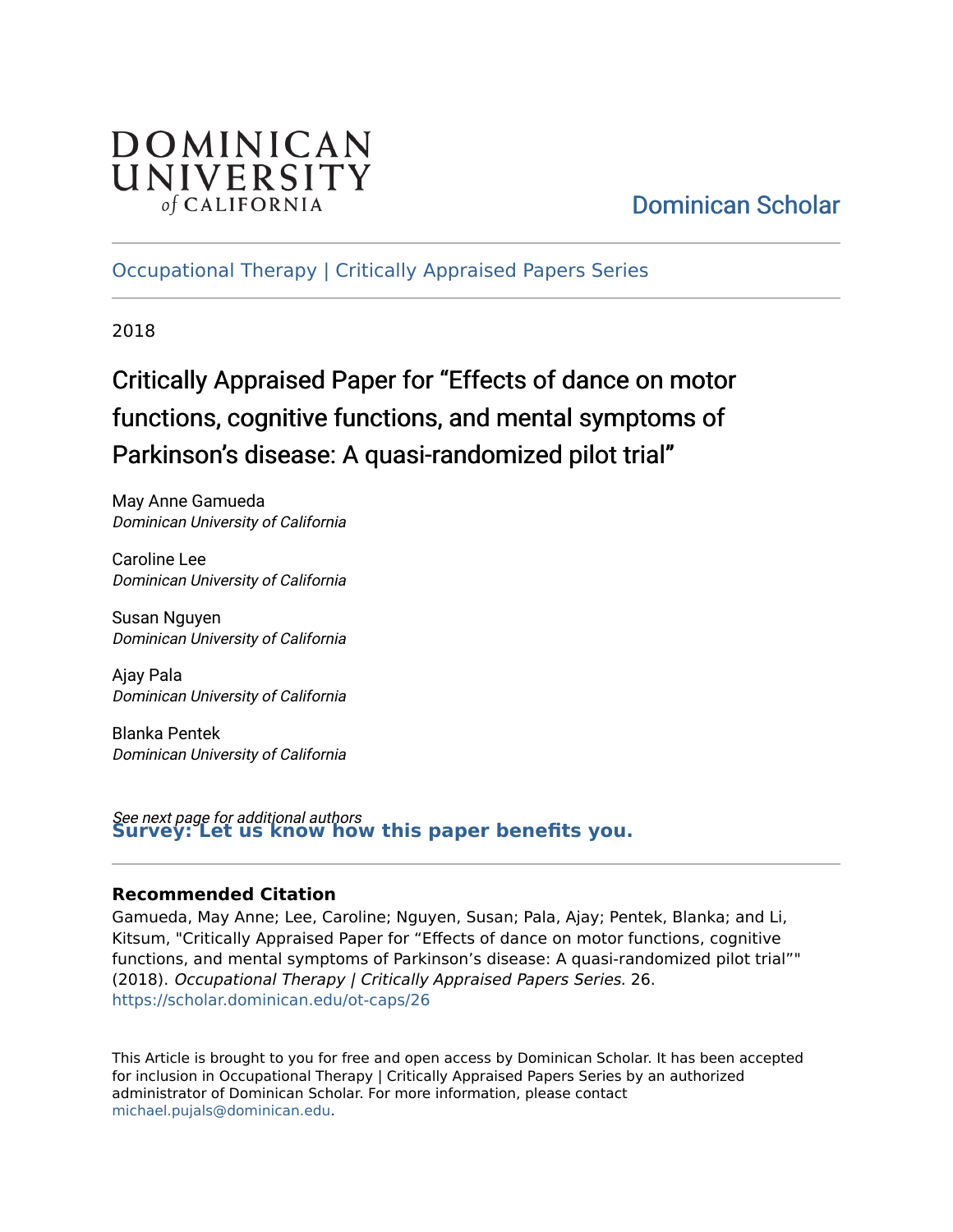DOMINICAN UNIVERSITY *of* CALIFORNIA

Dominican Scholar

Occupational Therapy | Critically Appraised Papers Series

2018

# Critically Appraised Paper for "Effects of dance on motor functions, cognitive functions, and mental symptoms of Parkinson's disease: A quasi-randomized pilot trial"

May Anne Gamueda
*Dominican University of California*

Caroline Lee
*Dominican University of California*

Susan Nguyen
*Dominican University of California*

Ajay Pala
*Dominican University of California*

Blanka Pentek
*Dominican University of California*

*See next page for additional authors*

**Survey: Let us know how this paper benefits you.**

### Recommended Citation

Gamueda, May Anne; Lee, Caroline; Nguyen, Susan; Pala, Ajay; Pentek, Blanka; and Li, Kitsum, "Critically Appraised Paper for "Effects of dance on motor functions, cognitive functions, and mental symptoms of Parkinson's disease: A quasi-randomized pilot trial"" (2018). *Occupational Therapy | Critically Appraised Papers Series*. 26.
https://scholar.dominican.edu/ot-caps/26

This Article is brought to you for free and open access by Dominican Scholar. It has been accepted for inclusion in Occupational Therapy | Critically Appraised Papers Series by an authorized administrator of Dominican Scholar. For more information, please contact michael.pujals@dominican.edu.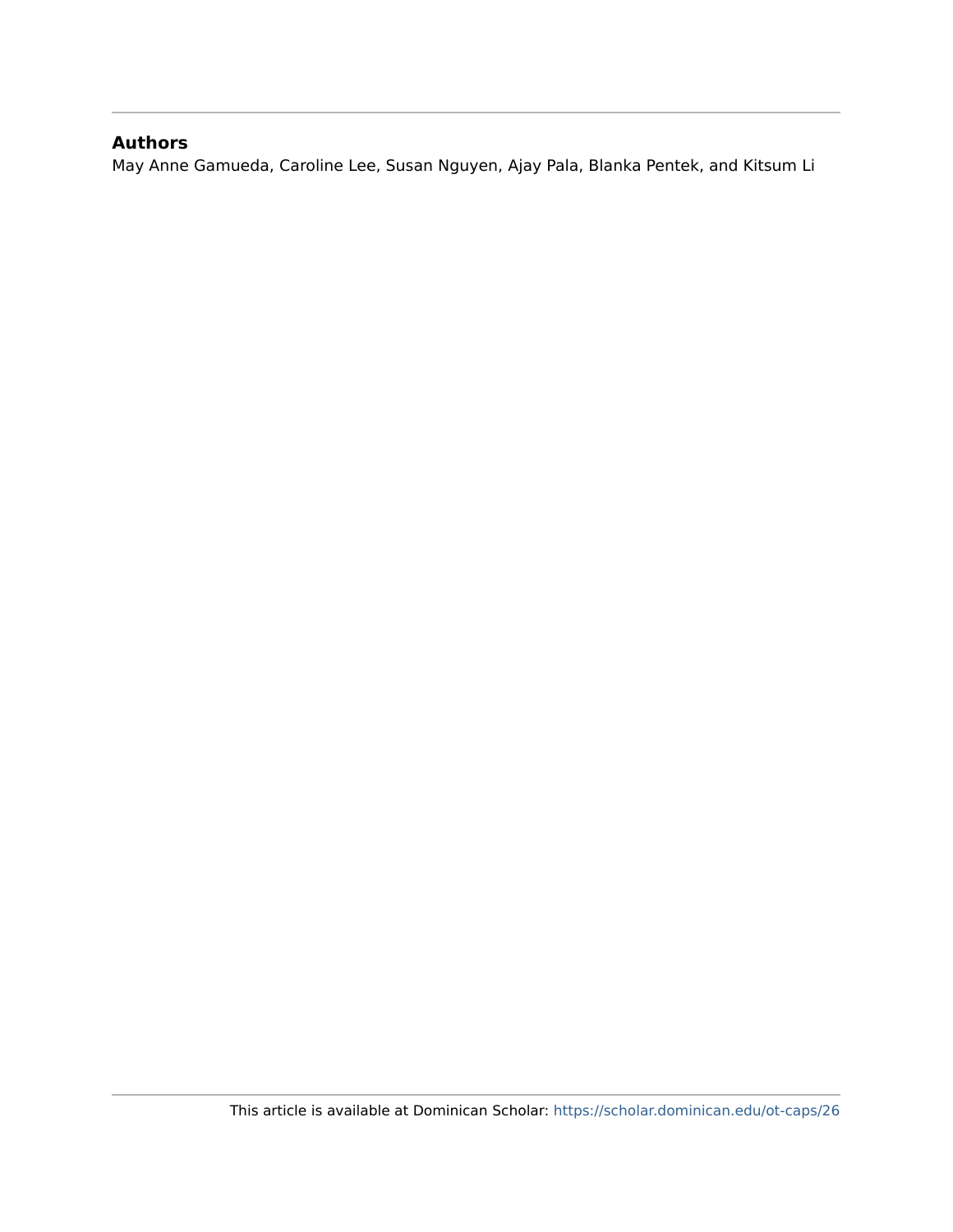## Authors

May Anne Gamueda, Caroline Lee, Susan Nguyen, Ajay Pala, Blanka Pentek, and Kitsum Li

This article is available at Dominican Scholar: https://scholar.dominican.edu/ot-caps/26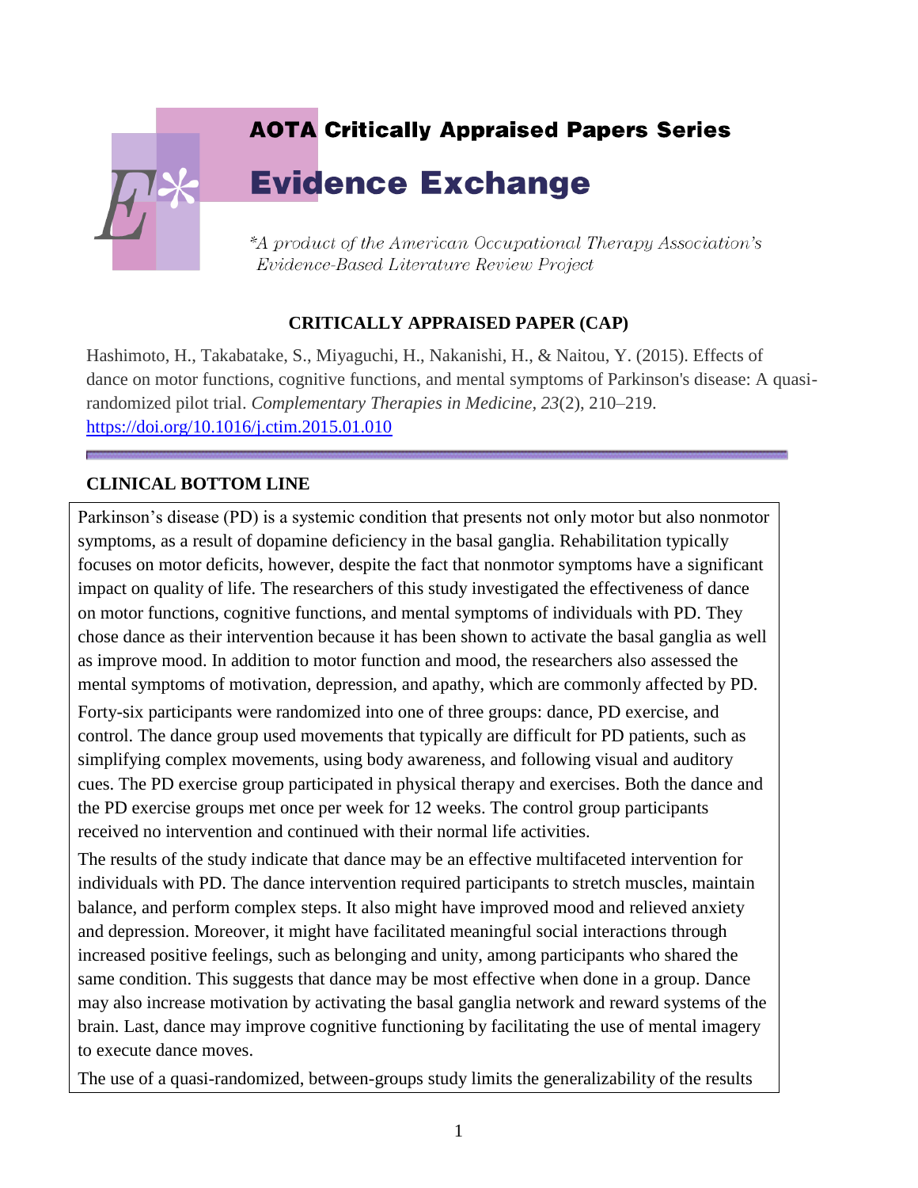# AOTA Critically Appraised Papers Series

# Evidence Exchange

*\*A product of the American Occupational Therapy Association's Evidence-Based Literature Review Project*

**CRITICALLY APPRAISED PAPER (CAP)**

Hashimoto, H., Takabatake, S., Miyaguchi, H., Nakanishi, H., & Naitou, Y. (2015). Effects of dance on motor functions, cognitive functions, and mental symptoms of Parkinson's disease: A quasi-randomized pilot trial. *Complementary Therapies in Medicine*, *23*(2), 210–219. https://doi.org/10.1016/j.ctim.2015.01.010

## CLINICAL BOTTOM LINE

Parkinson's disease (PD) is a systemic condition that presents not only motor but also nonmotor symptoms, as a result of dopamine deficiency in the basal ganglia. Rehabilitation typically focuses on motor deficits, however, despite the fact that nonmotor symptoms have a significant impact on quality of life. The researchers of this study investigated the effectiveness of dance on motor functions, cognitive functions, and mental symptoms of individuals with PD. They chose dance as their intervention because it has been shown to activate the basal ganglia as well as improve mood. In addition to motor function and mood, the researchers also assessed the mental symptoms of motivation, depression, and apathy, which are commonly affected by PD.

Forty-six participants were randomized into one of three groups: dance, PD exercise, and control. The dance group used movements that typically are difficult for PD patients, such as simplifying complex movements, using body awareness, and following visual and auditory cues. The PD exercise group participated in physical therapy and exercises. Both the dance and the PD exercise groups met once per week for 12 weeks. The control group participants received no intervention and continued with their normal life activities.

The results of the study indicate that dance may be an effective multifaceted intervention for individuals with PD. The dance intervention required participants to stretch muscles, maintain balance, and perform complex steps. It also might have improved mood and relieved anxiety and depression. Moreover, it might have facilitated meaningful social interactions through increased positive feelings, such as belonging and unity, among participants who shared the same condition. This suggests that dance may be most effective when done in a group. Dance may also increase motivation by activating the basal ganglia network and reward systems of the brain. Last, dance may improve cognitive functioning by facilitating the use of mental imagery to execute dance moves.

The use of a quasi-randomized, between-groups study limits the generalizability of the results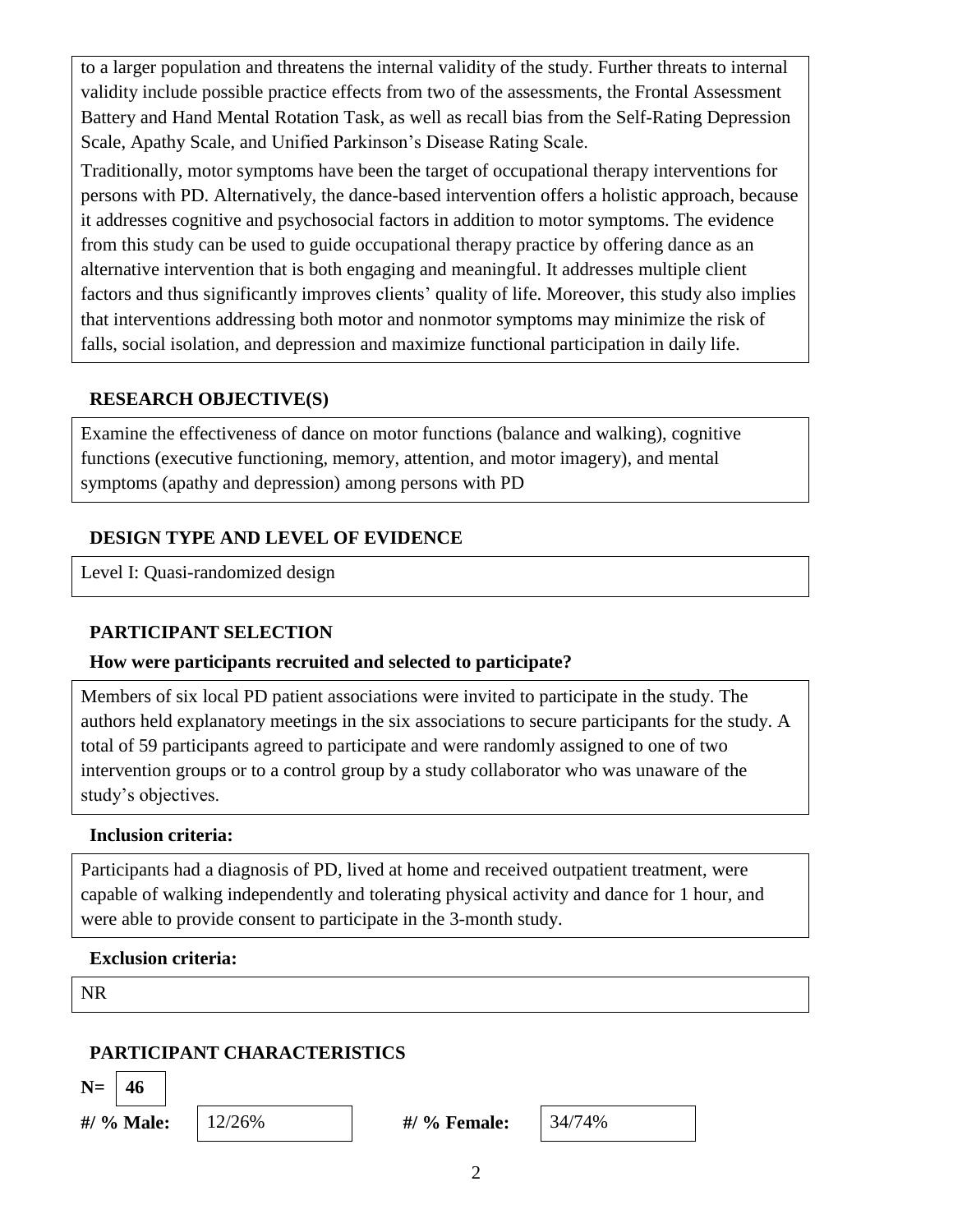to a larger population and threatens the internal validity of the study. Further threats to internal validity include possible practice effects from two of the assessments, the Frontal Assessment Battery and Hand Mental Rotation Task, as well as recall bias from the Self-Rating Depression Scale, Apathy Scale, and Unified Parkinson's Disease Rating Scale.

Traditionally, motor symptoms have been the target of occupational therapy interventions for persons with PD. Alternatively, the dance-based intervention offers a holistic approach, because it addresses cognitive and psychosocial factors in addition to motor symptoms. The evidence from this study can be used to guide occupational therapy practice by offering dance as an alternative intervention that is both engaging and meaningful. It addresses multiple client factors and thus significantly improves clients' quality of life. Moreover, this study also implies that interventions addressing both motor and nonmotor symptoms may minimize the risk of falls, social isolation, and depression and maximize functional participation in daily life.

## RESEARCH OBJECTIVE(S)

Examine the effectiveness of dance on motor functions (balance and walking), cognitive functions (executive functioning, memory, attention, and motor imagery), and mental symptoms (apathy and depression) among persons with PD

## DESIGN TYPE AND LEVEL OF EVIDENCE

Level I: Quasi-randomized design

## PARTICIPANT SELECTION

### How were participants recruited and selected to participate?

Members of six local PD patient associations were invited to participate in the study. The authors held explanatory meetings in the six associations to secure participants for the study. A total of 59 participants agreed to participate and were randomly assigned to one of two intervention groups or to a control group by a study collaborator who was unaware of the study's objectives.

### Inclusion criteria:

Participants had a diagnosis of PD, lived at home and received outpatient treatment, were capable of walking independently and tolerating physical activity and dance for 1 hour, and were able to provide consent to participate in the 3-month study.

### Exclusion criteria:

NR

## PARTICIPANT CHARACTERISTICS

**N=** **46**

**#/ % Male:** 12/26% **#/ % Female:** 34/74%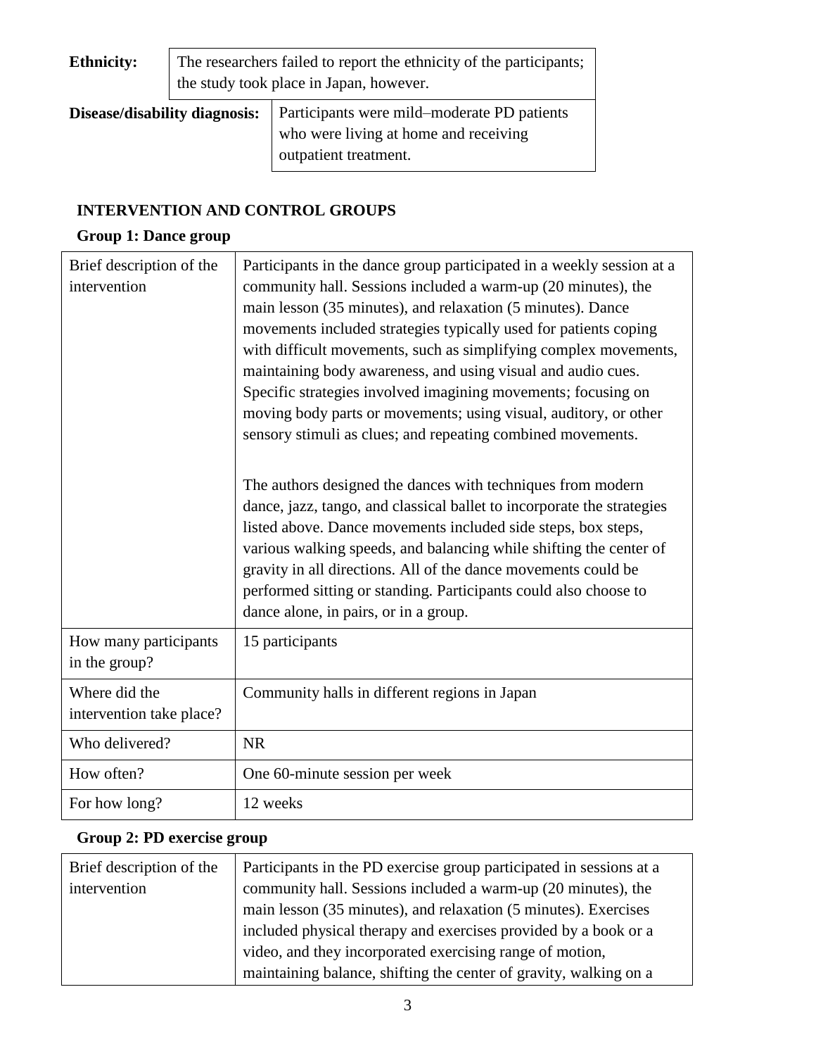| **Ethnicity:** | The researchers failed to report the ethnicity of the participants; the study took place in Japan, however. |
|---|---|
| **Disease/disability diagnosis:** | Participants were mild–moderate PD patients who were living at home and receiving outpatient treatment. |

## INTERVENTION AND CONTROL GROUPS

### Group 1: Dance group

| Brief description of the intervention | Participants in the dance group participated in a weekly session at a community hall. Sessions included a warm-up (20 minutes), the main lesson (35 minutes), and relaxation (5 minutes). Dance movements included strategies typically used for patients coping with difficult movements, such as simplifying complex movements, maintaining body awareness, and using visual and audio cues. Specific strategies involved imagining movements; focusing on moving body parts or movements; using visual, auditory, or other sensory stimuli as clues; and repeating combined movements.<br><br>The authors designed the dances with techniques from modern dance, jazz, tango, and classical ballet to incorporate the strategies listed above. Dance movements included side steps, box steps, various walking speeds, and balancing while shifting the center of gravity in all directions. All of the dance movements could be performed sitting or standing. Participants could also choose to dance alone, in pairs, or in a group. |
|---|---|
| How many participants in the group? | 15 participants |
| Where did the intervention take place? | Community halls in different regions in Japan |
| Who delivered? | NR |
| How often? | One 60-minute session per week |
| For how long? | 12 weeks |

### Group 2: PD exercise group

| Brief description of the intervention | Participants in the PD exercise group participated in sessions at a community hall. Sessions included a warm-up (20 minutes), the main lesson (35 minutes), and relaxation (5 minutes). Exercises included physical therapy and exercises provided by a book or a video, and they incorporated exercising range of motion, maintaining balance, shifting the center of gravity, walking on a |
|---|---|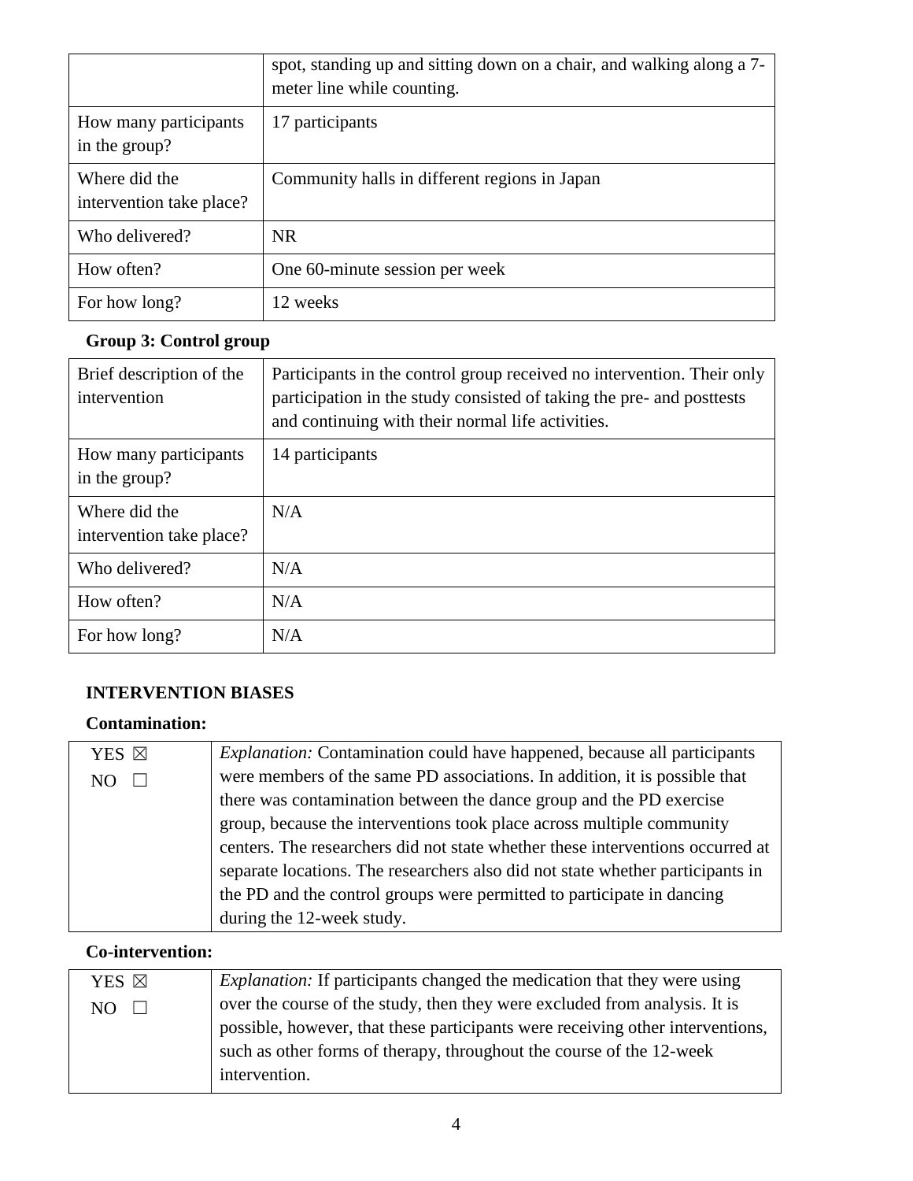| | |
|---|---|
| | spot, standing up and sitting down on a chair, and walking along a 7-meter line while counting. |
| How many participants in the group? | 17 participants |
| Where did the intervention take place? | Community halls in different regions in Japan |
| Who delivered? | NR |
| How often? | One 60-minute session per week |
| For how long? | 12 weeks |

**Group 3: Control group**

| | |
|---|---|
| Brief description of the intervention | Participants in the control group received no intervention. Their only participation in the study consisted of taking the pre- and posttests and continuing with their normal life activities. |
| How many participants in the group? | 14 participants |
| Where did the intervention take place? | N/A |
| Who delivered? | N/A |
| How often? | N/A |
| For how long? | N/A |

**INTERVENTION BIASES**

**Contamination:**

| | |
|---|---|
| YES ☒<br>NO ☐ | *Explanation:* Contamination could have happened, because all participants were members of the same PD associations. In addition, it is possible that there was contamination between the dance group and the PD exercise group, because the interventions took place across multiple community centers. The researchers did not state whether these interventions occurred at separate locations. The researchers also did not state whether participants in the PD and the control groups were permitted to participate in dancing during the 12-week study. |

**Co-intervention:**

| | |
|---|---|
| YES ☒<br>NO ☐ | *Explanation:* If participants changed the medication that they were using over the course of the study, then they were excluded from analysis. It is possible, however, that these participants were receiving other interventions, such as other forms of therapy, throughout the course of the 12-week intervention. |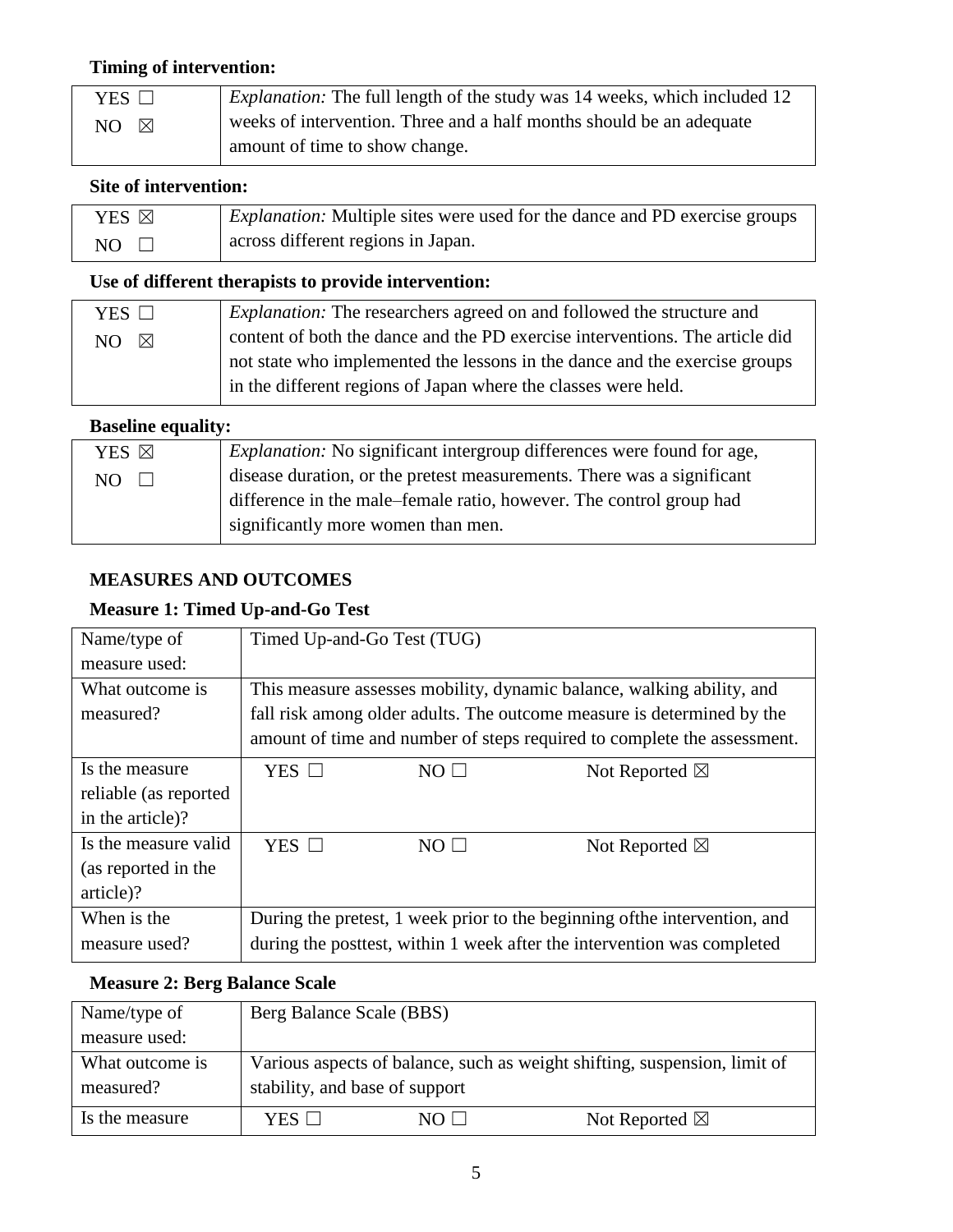**Timing of intervention:**

| | |
|---|---|
| YES ☐<br>NO ☒ | *Explanation:* The full length of the study was 14 weeks, which included 12 weeks of intervention. Three and a half months should be an adequate amount of time to show change. |

**Site of intervention:**

| | |
|---|---|
| YES ☒<br>NO ☐ | *Explanation:* Multiple sites were used for the dance and PD exercise groups across different regions in Japan. |

**Use of different therapists to provide intervention:**

| | |
|---|---|
| YES ☐<br>NO ☒ | *Explanation:* The researchers agreed on and followed the structure and content of both the dance and the PD exercise interventions. The article did not state who implemented the lessons in the dance and the exercise groups in the different regions of Japan where the classes were held. |

**Baseline equality:**

| | |
|---|---|
| YES ☒<br>NO ☐ | *Explanation:* No significant intergroup differences were found for age, disease duration, or the pretest measurements. There was a significant difference in the male–female ratio, however. The control group had significantly more women than men. |

## MEASURES AND OUTCOMES

**Measure 1: Timed Up-and-Go Test**

| | | | |
|---|---|---|---|
| Name/type of measure used: | Timed Up-and-Go Test (TUG) | | |
| What outcome is measured? | This measure assesses mobility, dynamic balance, walking ability, and fall risk among older adults. The outcome measure is determined by the amount of time and number of steps required to complete the assessment. | | |
| Is the measure reliable (as reported in the article)? | YES ☐ | NO ☐ | Not Reported ☒ |
| Is the measure valid (as reported in the article)? | YES ☐ | NO ☐ | Not Reported ☒ |
| When is the measure used? | During the pretest, 1 week prior to the beginning ofthe intervention, and during the posttest, within 1 week after the intervention was completed | | |

**Measure 2: Berg Balance Scale**

| | | | |
|---|---|---|---|
| Name/type of measure used: | Berg Balance Scale (BBS) | | |
| What outcome is measured? | Various aspects of balance, such as weight shifting, suspension, limit of stability, and base of support | | |
| Is the measure | YES ☐ | NO ☐ | Not Reported ☒ |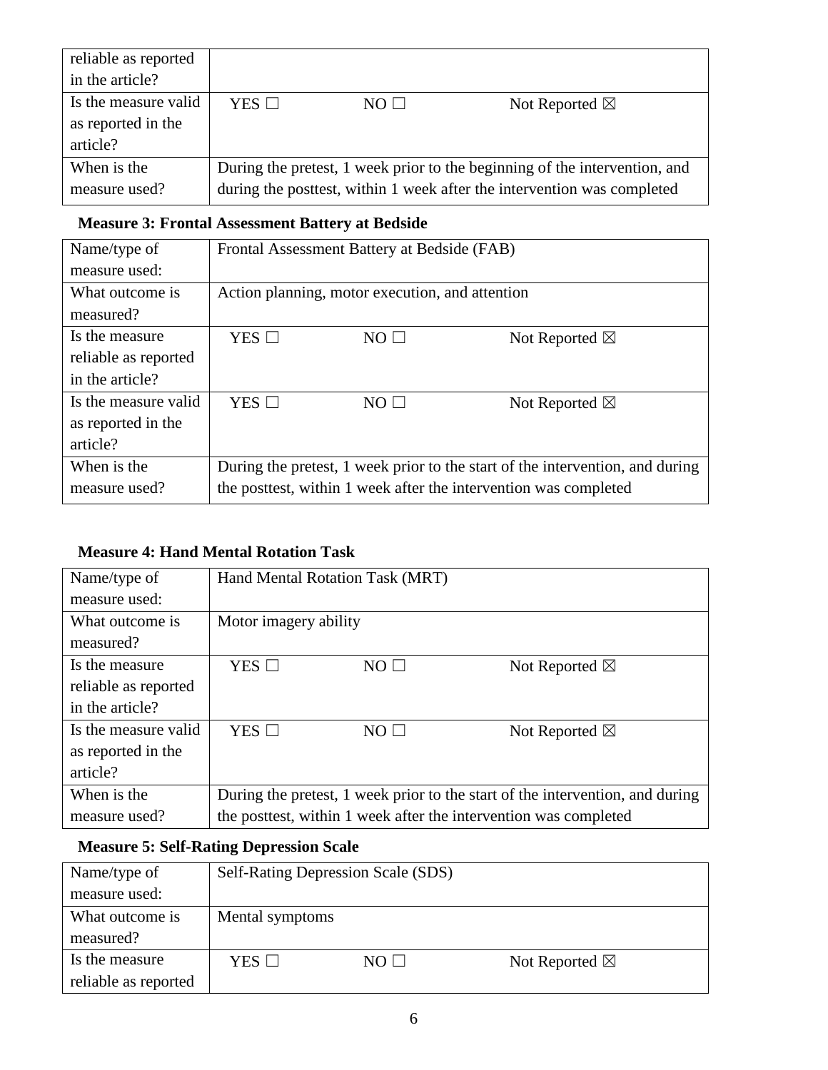| reliable as reported in the article? | | | |
|---|---|---|---|
| Is the measure valid as reported in the article? | YES ☐ | NO ☐ | Not Reported ☒ |
| When is the measure used? | During the pretest, 1 week prior to the beginning of the intervention, and during the posttest, within 1 week after the intervention was completed | | |

**Measure 3: Frontal Assessment Battery at Bedside**

| Name/type of measure used: | Frontal Assessment Battery at Bedside (FAB) | | |
|---|---|---|---|
| What outcome is measured? | Action planning, motor execution, and attention | | |
| Is the measure reliable as reported in the article? | YES ☐ | NO ☐ | Not Reported ☒ |
| Is the measure valid as reported in the article? | YES ☐ | NO ☐ | Not Reported ☒ |
| When is the measure used? | During the pretest, 1 week prior to the start of the intervention, and during the posttest, within 1 week after the intervention was completed | | |

**Measure 4: Hand Mental Rotation Task**

| Name/type of measure used: | Hand Mental Rotation Task (MRT) | | |
|---|---|---|---|
| What outcome is measured? | Motor imagery ability | | |
| Is the measure reliable as reported in the article? | YES ☐ | NO ☐ | Not Reported ☒ |
| Is the measure valid as reported in the article? | YES ☐ | NO ☐ | Not Reported ☒ |
| When is the measure used? | During the pretest, 1 week prior to the start of the intervention, and during the posttest, within 1 week after the intervention was completed | | |

**Measure 5: Self-Rating Depression Scale**

| Name/type of measure used: | Self-Rating Depression Scale (SDS) | | |
|---|---|---|---|
| What outcome is measured? | Mental symptoms | | |
| Is the measure reliable as reported | YES ☐ | NO ☐ | Not Reported ☒ |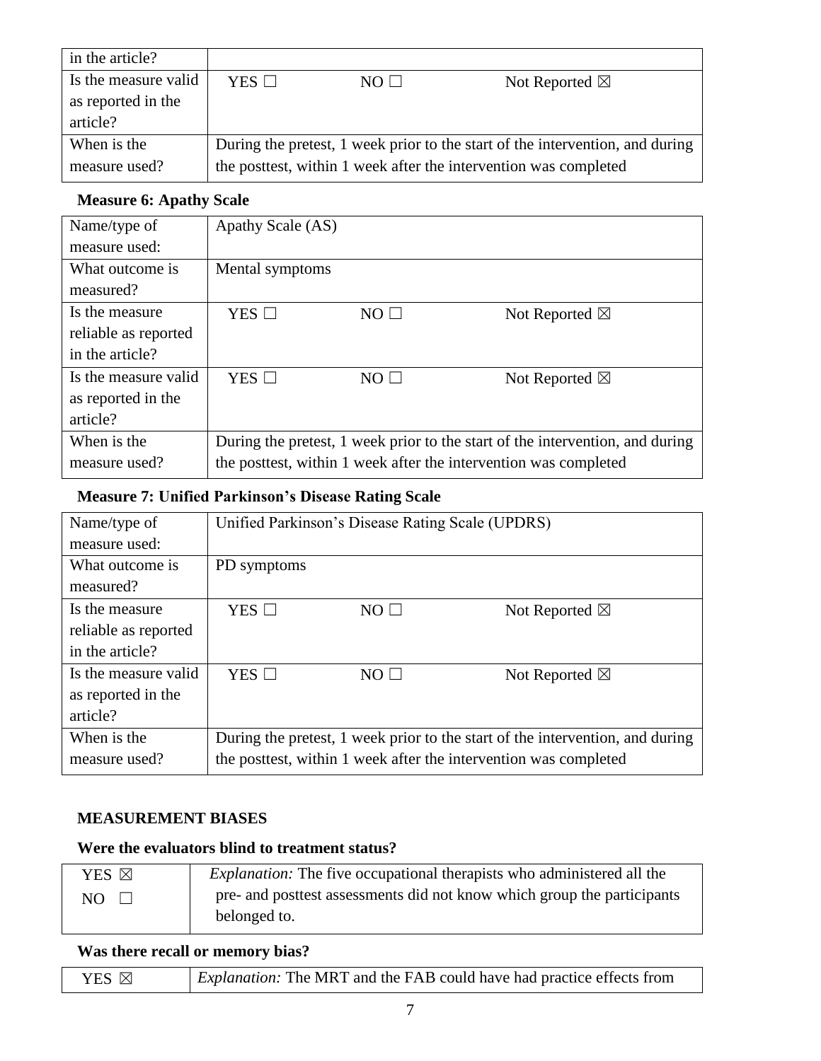| in the article? | | | |
|---|---|---|---|
| Is the measure valid as reported in the article? | YES ☐ | NO ☐ | Not Reported ☒ |
| When is the measure used? | During the pretest, 1 week prior to the start of the intervention, and during the posttest, within 1 week after the intervention was completed | | |

**Measure 6: Apathy Scale**

| Name/type of measure used: | Apathy Scale (AS) | | |
|---|---|---|---|
| What outcome is measured? | Mental symptoms | | |
| Is the measure reliable as reported in the article? | YES ☐ | NO ☐ | Not Reported ☒ |
| Is the measure valid as reported in the article? | YES ☐ | NO ☐ | Not Reported ☒ |
| When is the measure used? | During the pretest, 1 week prior to the start of the intervention, and during the posttest, within 1 week after the intervention was completed | | |

**Measure 7: Unified Parkinson's Disease Rating Scale**

| Name/type of measure used: | Unified Parkinson's Disease Rating Scale (UPDRS) | | |
|---|---|---|---|
| What outcome is measured? | PD symptoms | | |
| Is the measure reliable as reported in the article? | YES ☐ | NO ☐ | Not Reported ☒ |
| Is the measure valid as reported in the article? | YES ☐ | NO ☐ | Not Reported ☒ |
| When is the measure used? | During the pretest, 1 week prior to the start of the intervention, and during the posttest, within 1 week after the intervention was completed | | |

**MEASUREMENT BIASES**

**Were the evaluators blind to treatment status?**

| YES ☒<br>NO ☐ | *Explanation:* The five occupational therapists who administered all the pre- and posttest assessments did not know which group the participants belonged to. |
|---|---|

**Was there recall or memory bias?**

| YES ☒ | *Explanation:* The MRT and the FAB could have had practice effects from |
|---|---|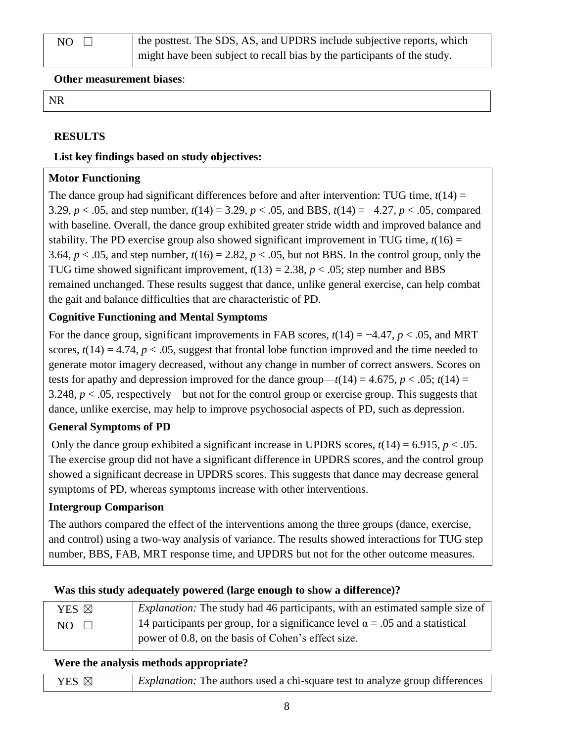| NO ☐ | the posttest. The SDS, AS, and UPDRS include subjective reports, which might have been subject to recall bias by the participants of the study. |
|---|---|

**Other measurement biases**:

| NR |
|---|

**RESULTS**

**List key findings based on study objectives:**

**Motor Functioning**

The dance group had significant differences before and after intervention: TUG time, $t(14) = 3.29$, $p < .05$, and step number, $t(14) = 3.29$, $p < .05$, and BBS, $t(14) = −4.27$, $p < .05$, compared with baseline. Overall, the dance group exhibited greater stride width and improved balance and stability. The PD exercise group also showed significant improvement in TUG time, $t(16) = 3.64$, $p < .05$, and step number, $t(16) = 2.82$, $p < .05$, but not BBS. In the control group, only the TUG time showed significant improvement, $t(13) = 2.38$, $p < .05$; step number and BBS remained unchanged. These results suggest that dance, unlike general exercise, can help combat the gait and balance difficulties that are characteristic of PD.

**Cognitive Functioning and Mental Symptoms**

For the dance group, significant improvements in FAB scores, $t(14) = −4.47$, $p < .05$, and MRT scores, $t(14) = 4.74$, $p < .05$, suggest that frontal lobe function improved and the time needed to generate motor imagery decreased, without any change in number of correct answers. Scores on tests for apathy and depression improved for the dance group—$t(14) = 4.675$, $p < .05$; $t(14) = 3.248$, $p < .05$, respectively—but not for the control group or exercise group. This suggests that dance, unlike exercise, may help to improve psychosocial aspects of PD, such as depression.

**General Symptoms of PD**

Only the dance group exhibited a significant increase in UPDRS scores, $t(14) = 6.915$, $p < .05$. The exercise group did not have a significant difference in UPDRS scores, and the control group showed a significant decrease in UPDRS scores. This suggests that dance may decrease general symptoms of PD, whereas symptoms increase with other interventions.

**Intergroup Comparison**

The authors compared the effect of the interventions among the three groups (dance, exercise, and control) using a two-way analysis of variance. The results showed interactions for TUG step number, BBS, FAB, MRT response time, and UPDRS but not for the other outcome measures.

**Was this study adequately powered (large enough to show a difference)?**

| YES ☒<br>NO ☐ | *Explanation:* The study had 46 participants, with an estimated sample size of 14 participants per group, for a significance level $\alpha = .05$ and a statistical power of 0.8, on the basis of Cohen's effect size. |
|---|---|

**Were the analysis methods appropriate?**

| YES ☒ | *Explanation:* The authors used a chi-square test to analyze group differences |
|---|---|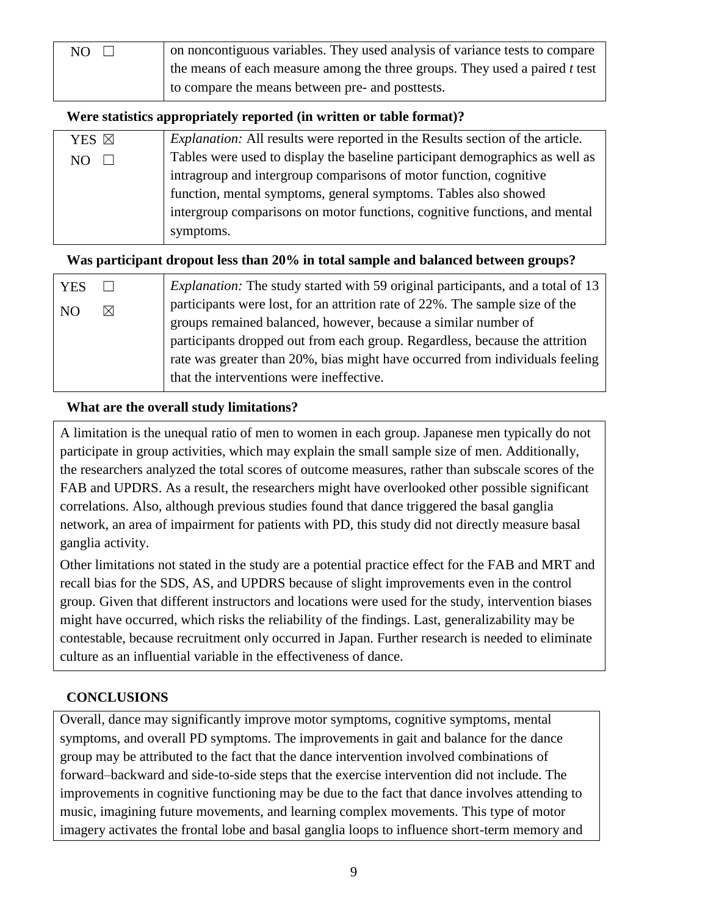| | |
|---|---|
| NO ☐ | on noncontiguous variables. They used analysis of variance tests to compare the means of each measure among the three groups. They used a paired *t* test to compare the means between pre- and posttests. |

**Were statistics appropriately reported (in written or table format)?**

| | |
|---|---|
| YES ☒<br>NO ☐ | *Explanation:* All results were reported in the Results section of the article. Tables were used to display the baseline participant demographics as well as intragroup and intergroup comparisons of motor function, cognitive function, mental symptoms, general symptoms. Tables also showed intergroup comparisons on motor functions, cognitive functions, and mental symptoms. |

**Was participant dropout less than 20% in total sample and balanced between groups?**

| | |
|---|---|
| YES ☐<br>NO ☒ | *Explanation:* The study started with 59 original participants, and a total of 13 participants were lost, for an attrition rate of 22%. The sample size of the groups remained balanced, however, because a similar number of participants dropped out from each group. Regardless, because the attrition rate was greater than 20%, bias might have occurred from individuals feeling that the interventions were ineffective. |

**What are the overall study limitations?**

A limitation is the unequal ratio of men to women in each group. Japanese men typically do not participate in group activities, which may explain the small sample size of men. Additionally, the researchers analyzed the total scores of outcome measures, rather than subscale scores of the FAB and UPDRS. As a result, the researchers might have overlooked other possible significant correlations. Also, although previous studies found that dance triggered the basal ganglia network, an area of impairment for patients with PD, this study did not directly measure basal ganglia activity.

Other limitations not stated in the study are a potential practice effect for the FAB and MRT and recall bias for the SDS, AS, and UPDRS because of slight improvements even in the control group. Given that different instructors and locations were used for the study, intervention biases might have occurred, which risks the reliability of the findings. Last, generalizability may be contestable, because recruitment only occurred in Japan. Further research is needed to eliminate culture as an influential variable in the effectiveness of dance.

## CONCLUSIONS

Overall, dance may significantly improve motor symptoms, cognitive symptoms, mental symptoms, and overall PD symptoms. The improvements in gait and balance for the dance group may be attributed to the fact that the dance intervention involved combinations of forward–backward and side-to-side steps that the exercise intervention did not include. The improvements in cognitive functioning may be due to the fact that dance involves attending to music, imagining future movements, and learning complex movements. This type of motor imagery activates the frontal lobe and basal ganglia loops to influence short-term memory and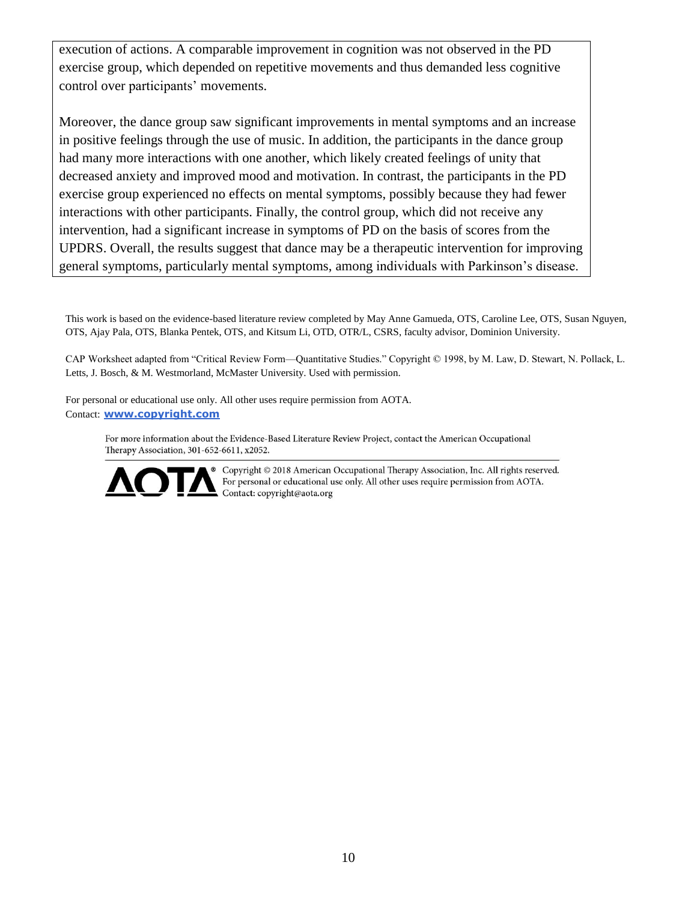execution of actions. A comparable improvement in cognition was not observed in the PD exercise group, which depended on repetitive movements and thus demanded less cognitive control over participants' movements.

Moreover, the dance group saw significant improvements in mental symptoms and an increase in positive feelings through the use of music. In addition, the participants in the dance group had many more interactions with one another, which likely created feelings of unity that decreased anxiety and improved mood and motivation. In contrast, the participants in the PD exercise group experienced no effects on mental symptoms, possibly because they had fewer interactions with other participants. Finally, the control group, which did not receive any intervention, had a significant increase in symptoms of PD on the basis of scores from the UPDRS. Overall, the results suggest that dance may be a therapeutic intervention for improving general symptoms, particularly mental symptoms, among individuals with Parkinson's disease.

This work is based on the evidence-based literature review completed by May Anne Gamueda, OTS, Caroline Lee, OTS, Susan Nguyen, OTS, Ajay Pala, OTS, Blanka Pentek, OTS, and Kitsum Li, OTD, OTR/L, CSRS, faculty advisor, Dominion University.

CAP Worksheet adapted from "Critical Review Form—Quantitative Studies." Copyright © 1998, by M. Law, D. Stewart, N. Pollack, L. Letts, J. Bosch, & M. Westmorland, McMaster University. Used with permission.

For personal or educational use only. All other uses require permission from AOTA.
Contact: **www.copyright.com**

For more information about the Evidence-Based Literature Review Project, contact the American Occupational Therapy Association, 301-652-6611, x2052.

AOTA® Copyright © 2018 American Occupational Therapy Association, Inc. All rights reserved. For personal or educational use only. All other uses require permission from AOTA. Contact: copyright@aota.org